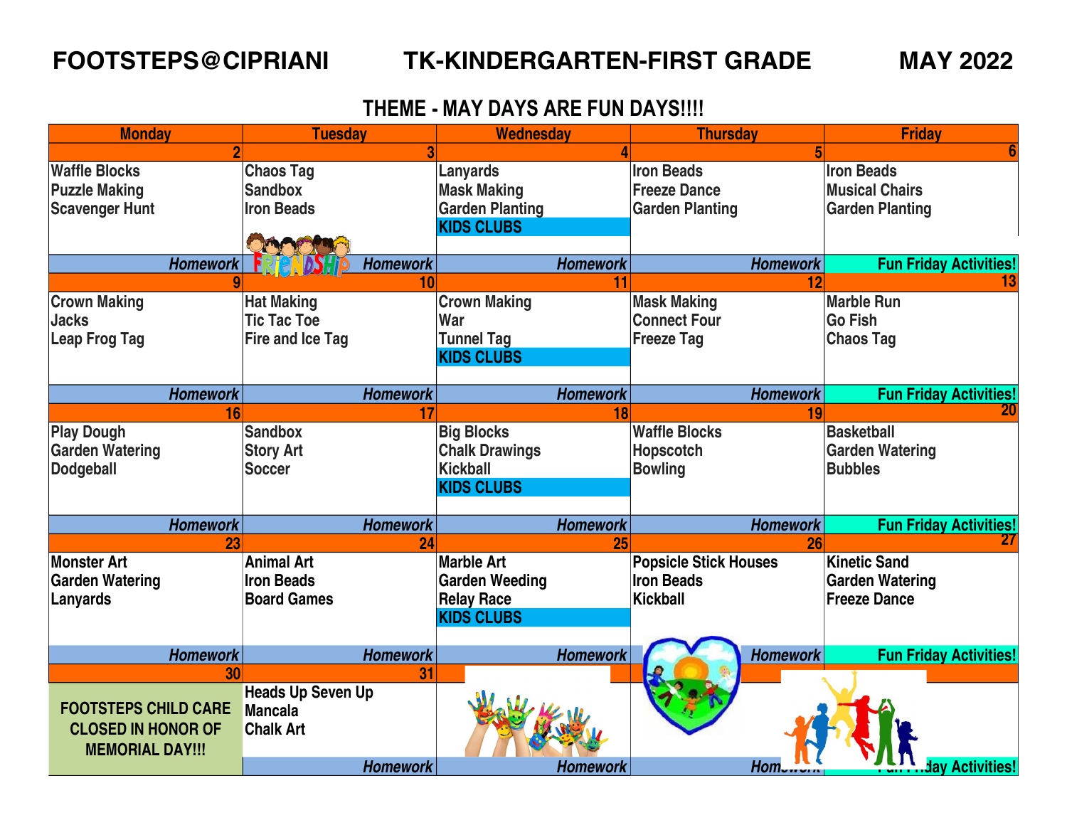**FOOTSTEPS@CIPRIANI** **TK-KINDERGARTEN-FIRST GRADE** **MAY 2022**

## THEME - MAY DAYS ARE FUN DAYS!!!!

| Monday | Tuesday | Wednesday | Thursday | Friday |
|---|---|---|---|---|
| 2 | 3 | 4 | 5 | 6 |
| Waffle Blocks<br>Puzzle Making<br>Scavenger Hunt | Chaos Tag<br>Sandbox<br>Iron Beads | Lanyards<br>Mask Making<br>Garden Planting<br>KIDS CLUBS | Iron Beads<br>Freeze Dance<br>Garden Planting | Iron Beads<br>Musical Chairs<br>Garden Planting |
| *Homework* | *Homework* | *Homework* | *Homework* | Fun Friday Activities! |
| 9 | 10 | 11 | 12 | 13 |
| Crown Making<br>Jacks<br>Leap Frog Tag | Hat Making<br>Tic Tac Toe<br>Fire and Ice Tag | Crown Making<br>War<br>Tunnel Tag<br>KIDS CLUBS | Mask Making<br>Connect Four<br>Freeze Tag | Marble Run<br>Go Fish<br>Chaos Tag |
| *Homework* | *Homework* | *Homework* | *Homework* | Fun Friday Activities! |
| 16 | 17 | 18 | 19 | 20 |
| Play Dough<br>Garden Watering<br>Dodgeball | Sandbox<br>Story Art<br>Soccer | Big Blocks<br>Chalk Drawings<br>Kickball<br>KIDS CLUBS | Waffle Blocks<br>Hopscotch<br>Bowling | Basketball<br>Garden Watering<br>Bubbles |
| *Homework* | *Homework* | *Homework* | *Homework* | Fun Friday Activities! |
| 23 | 24 | 25 | 26 | 27 |
| Monster Art<br>Garden Watering<br>Lanyards | Animal Art<br>Iron Beads<br>Board Games | Marble Art<br>Garden Weeding<br>Relay Race<br>KIDS CLUBS | Popsicle Stick Houses<br>Iron Beads<br>Kickball | Kinetic Sand<br>Garden Watering<br>Freeze Dance |
| *Homework* | *Homework* | *Homework* | *Homework* | Fun Friday Activities! |
| 30 | 31 | | | |
| FOOTSTEPS CHILD CARE CLOSED IN HONOR OF MEMORIAL DAY!!! | Heads Up Seven Up<br>Mancala<br>Chalk Art | | | |
| | *Homework* | *Homework* | *Homework* | Fun Friday Activities! |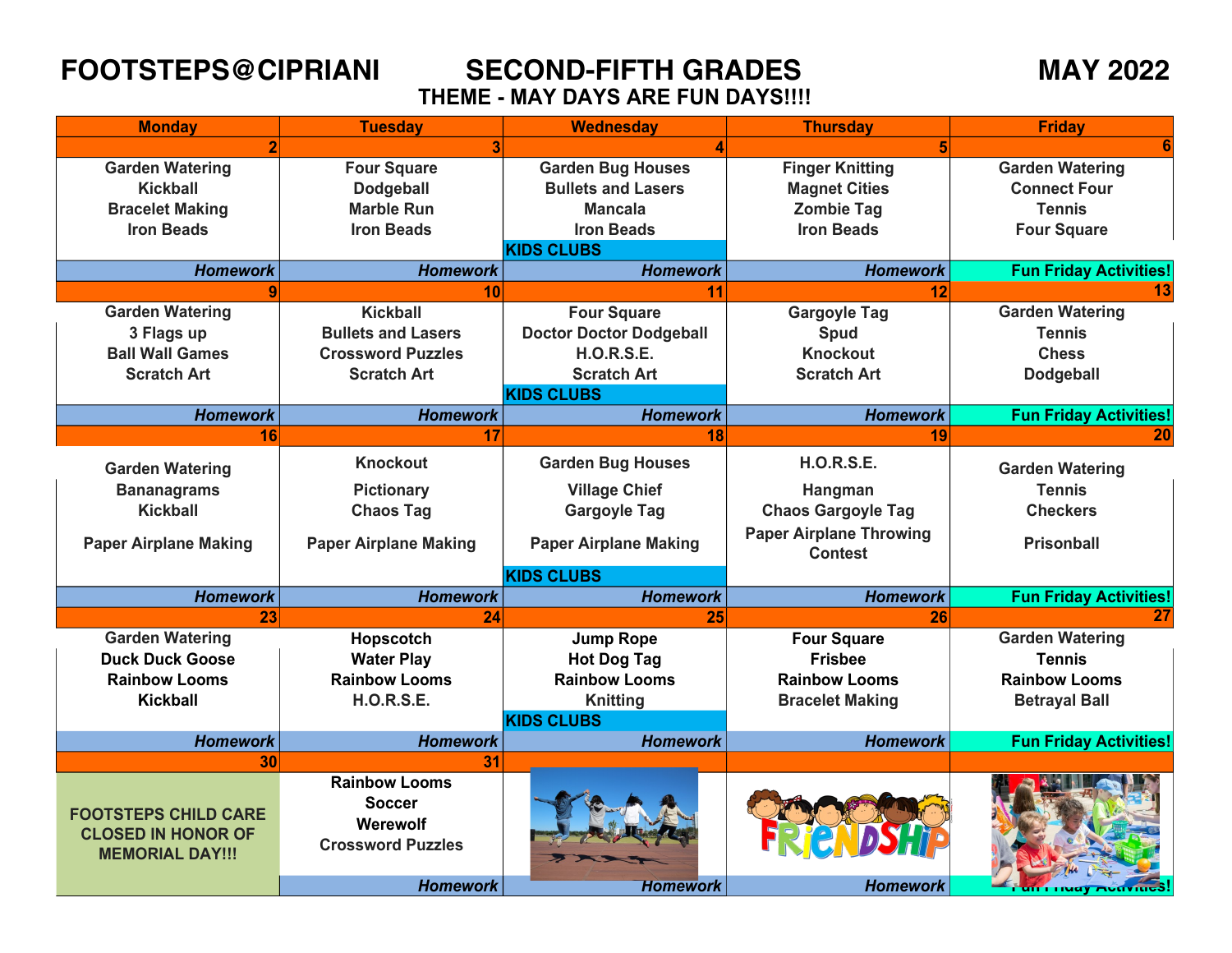# FOOTSTEPS@CIPRIANI SECOND-FIFTH GRADES MAY 2022

## THEME - MAY DAYS ARE FUN DAYS!!!!

| Monday | Tuesday | Wednesday | Thursday | Friday |
|---|---|---|---|---|
| 2 | 3 | 4 | 5 | 6 |
| Garden Watering<br>Kickball<br>Bracelet Making<br>Iron Beads | Four Square<br>Dodgeball<br>Marble Run<br>Iron Beads | Garden Bug Houses<br>Bullets and Lasers<br>Mancala<br>Iron Beads<br>KIDS CLUBS | Finger Knitting<br>Magnet Cities<br>Zombie Tag<br>Iron Beads | Garden Watering<br>Connect Four<br>Tennis<br>Four Square |
| *Homework* | *Homework* | *Homework* | *Homework* | **Fun Friday Activities!** |
| 9 | 10 | 11 | 12 | 13 |
| Garden Watering<br>3 Flags up<br>Ball Wall Games<br>Scratch Art | Kickball<br>Bullets and Lasers<br>Crossword Puzzles<br>Scratch Art | Four Square<br>Doctor Doctor Dodgeball<br>H.O.R.S.E.<br>Scratch Art<br>KIDS CLUBS | Gargoyle Tag<br>Spud<br>Knockout<br>Scratch Art | Garden Watering<br>Tennis<br>Chess<br>Dodgeball |
| *Homework* | *Homework* | *Homework* | *Homework* | **Fun Friday Activities!** |
| 16 | 17 | 18 | 19 | 20 |
| Garden Watering<br>Bananagrams<br>Kickball<br>Paper Airplane Making | Knockout<br>Pictionary<br>Chaos Tag<br>Paper Airplane Making | Garden Bug Houses<br>Village Chief<br>Gargoyle Tag<br>Paper Airplane Making<br>KIDS CLUBS | H.O.R.S.E.<br>Hangman<br>Chaos Gargoyle Tag<br>Paper Airplane Throwing Contest | Garden Watering<br>Tennis<br>Checkers<br>Prisonball |
| *Homework* | *Homework* | *Homework* | *Homework* | **Fun Friday Activities!** |
| 23 | 24 | 25 | 26 | 27 |
| Garden Watering<br>Duck Duck Goose<br>Rainbow Looms<br>Kickball | Hopscotch<br>Water Play<br>Rainbow Looms<br>H.O.R.S.E. | Jump Rope<br>Hot Dog Tag<br>Rainbow Looms<br>Knitting<br>KIDS CLUBS | Four Square<br>Frisbee<br>Rainbow Looms<br>Bracelet Making | Garden Watering<br>Tennis<br>Rainbow Looms<br>Betrayal Ball |
| *Homework* | *Homework* | *Homework* | *Homework* | **Fun Friday Activities!** |
| 30 | 31 | | | |
| FOOTSTEPS CHILD CARE CLOSED IN HONOR OF MEMORIAL DAY!!! | Rainbow Looms<br>Soccer<br>Werewolf<br>Crossword Puzzles | | FRiENDSHiP | |
| | *Homework* | *Homework* | *Homework* | **Fun Friday Activities!** |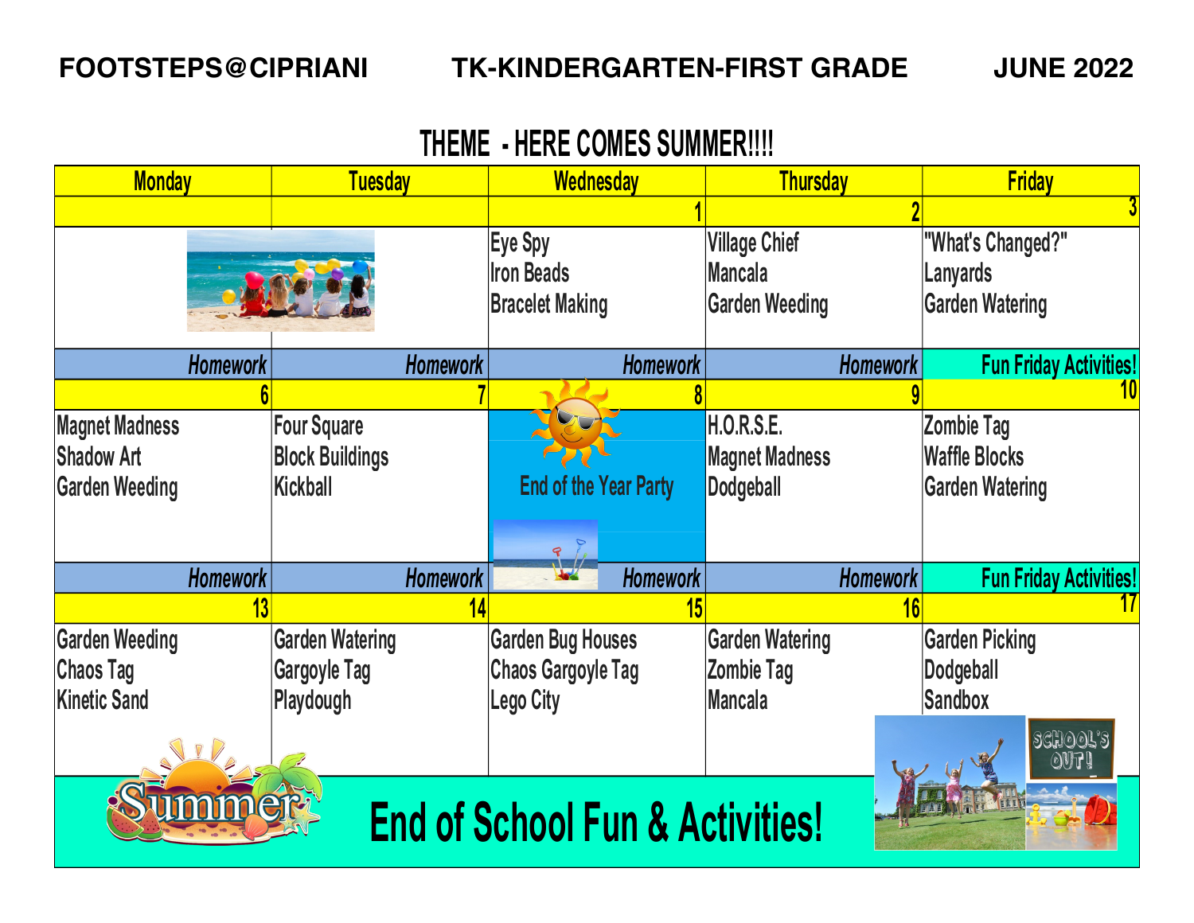**FOOTSTEPS@CIPRIANI** **TK-KINDERGARTEN-FIRST GRADE** **JUNE 2022**

## THEME - HERE COMES SUMMER!!!!

| Monday | Tuesday | Wednesday | Thursday | Friday |
|---|---|---|---|---|
| | | 1 | 2 | 3 |
| | | Eye Spy<br>Iron Beads<br>Bracelet Making | Village Chief<br>Mancala<br>Garden Weeding | "What's Changed?"<br>Lanyards<br>Garden Watering |
| *Homework* | *Homework* | *Homework* | *Homework* | Fun Friday Activities! |
| 6 | 7 | 8 | 9 | 10 |
| Magnet Madness<br>Shadow Art<br>Garden Weeding | Four Square<br>Block Buildings<br>Kickball | End of the Year Party | H.O.R.S.E.<br>Magnet Madness<br>Dodgeball | Zombie Tag<br>Waffle Blocks<br>Garden Watering |
| *Homework* | *Homework* | *Homework* | *Homework* | Fun Friday Activities! |
| 13 | 14 | 15 | 16 | 17 |
| Garden Weeding<br>Chaos Tag<br>Kinetic Sand | Garden Watering<br>Gargoyle Tag<br>Playdough | Garden Bug Houses<br>Chaos Gargoyle Tag<br>Lego City | Garden Watering<br>Zombie Tag<br>Mancala | Garden Picking<br>Dodgeball<br>Sandbox |

**End of School Fun & Activities!**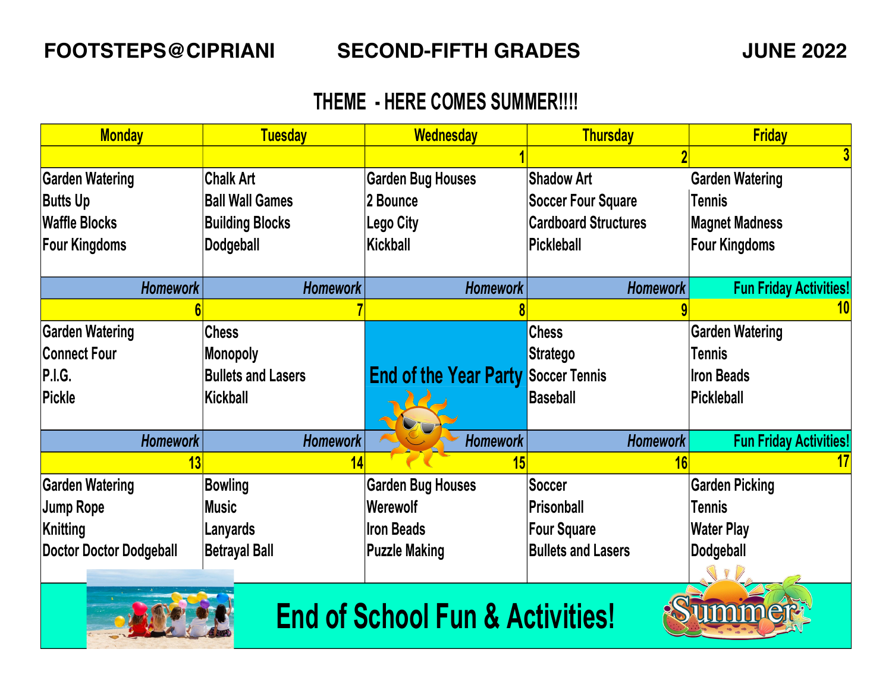**FOOTSTEPS@CIPRIANI** **SECOND-FIFTH GRADES** **JUNE 2022**

## THEME - HERE COMES SUMMER!!!!

| Monday | Tuesday | Wednesday | Thursday | Friday |
|---|---|---|---|---|
| | | 1 | 2 | 3 |
| Garden Watering<br>Butts Up<br>Waffle Blocks<br>Four Kingdoms | Chalk Art<br>Ball Wall Games<br>Building Blocks<br>Dodgeball | Garden Bug Houses<br>2 Bounce<br>Lego City<br>Kickball | Shadow Art<br>Soccer Four Square<br>Cardboard Structures<br>Pickleball | Garden Watering<br>Tennis<br>Magnet Madness<br>Four Kingdoms |
| *Homework* | *Homework* | *Homework* | *Homework* | Fun Friday Activities! |
| 6 | 7 | 8 | 9 | 10 |
| Garden Watering<br>Connect Four<br>P.I.G.<br>Pickle | Chess<br>Monopoly<br>Bullets and Lasers<br>Kickball | End of the Year Party | Chess<br>Stratego<br>Soccer Tennis<br>Baseball | Garden Watering<br>Tennis<br>Iron Beads<br>Pickleball |
| *Homework* | *Homework* | *Homework* | *Homework* | Fun Friday Activities! |
| 13 | 14 | 15 | 16 | 17 |
| Garden Watering<br>Jump Rope<br>Knitting<br>Doctor Doctor Dodgeball | Bowling<br>Music<br>Lanyards<br>Betrayal Ball | Garden Bug Houses<br>Werewolf<br>Iron Beads<br>Puzzle Making | Soccer<br>Prisonball<br>Four Square<br>Bullets and Lasers | Garden Picking<br>Tennis<br>Water Play<br>Dodgeball |

**End of School Fun & Activities!**